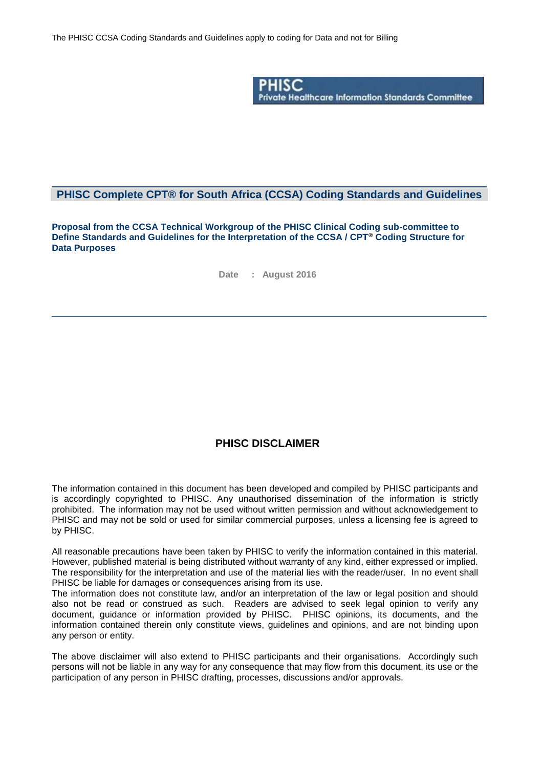The PHISC CCSA Coding Standards and Guidelines apply to coding for Data and not for Billing

**PHISC**
**Private Healthcare Information Standards Committee**

# PHISC Complete CPT® for South Africa (CCSA) Coding Standards and Guidelines

**Proposal from the CCSA Technical Workgroup of the PHISC Clinical Coding sub-committee to Define Standards and Guidelines for the Interpretation of the CCSA / CPT® Coding Structure for Data Purposes**

**Date : August 2016**

## PHISC DISCLAIMER

The information contained in this document has been developed and compiled by PHISC participants and is accordingly copyrighted to PHISC. Any unauthorised dissemination of the information is strictly prohibited. The information may not be used without written permission and without acknowledgement to PHISC and may not be sold or used for similar commercial purposes, unless a licensing fee is agreed to by PHISC.

All reasonable precautions have been taken by PHISC to verify the information contained in this material. However, published material is being distributed without warranty of any kind, either expressed or implied. The responsibility for the interpretation and use of the material lies with the reader/user. In no event shall PHISC be liable for damages or consequences arising from its use.
The information does not constitute law, and/or an interpretation of the law or legal position and should also not be read or construed as such. Readers are advised to seek legal opinion to verify any document, guidance or information provided by PHISC. PHISC opinions, its documents, and the information contained therein only constitute views, guidelines and opinions, and are not binding upon any person or entity.

The above disclaimer will also extend to PHISC participants and their organisations. Accordingly such persons will not be liable in any way for any consequence that may flow from this document, its use or the participation of any person in PHISC drafting, processes, discussions and/or approvals.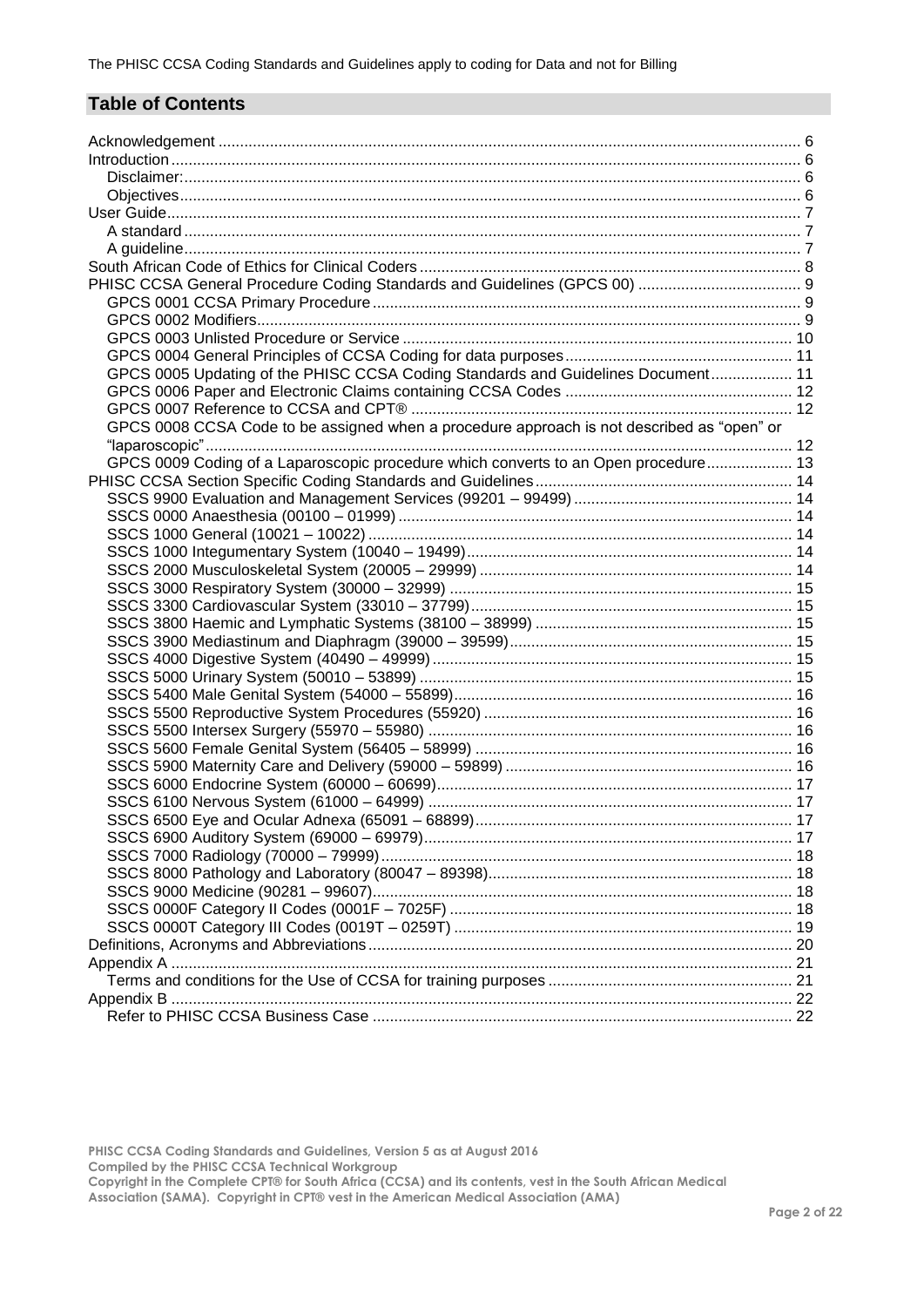The PHISC CCSA Coding Standards and Guidelines apply to coding for Data and not for Billing

## Table of Contents

- Acknowledgement ... 6
- Introduction ... 6
  - Disclaimer: ... 6
  - Objectives ... 6
- User Guide ... 7
  - A standard ... 7
  - A guideline ... 7
- South African Code of Ethics for Clinical Coders ... 8
- PHISC CCSA General Procedure Coding Standards and Guidelines (GPCS 00) ... 9
  - GPCS 0001 CCSA Primary Procedure ... 9
  - GPCS 0002 Modifiers ... 9
  - GPCS 0003 Unlisted Procedure or Service ... 10
  - GPCS 0004 General Principles of CCSA Coding for data purposes ... 11
  - GPCS 0005 Updating of the PHISC CCSA Coding Standards and Guidelines Document ... 11
  - GPCS 0006 Paper and Electronic Claims containing CCSA Codes ... 12
  - GPCS 0007 Reference to CCSA and CPT® ... 12
  - GPCS 0008 CCSA Code to be assigned when a procedure approach is not described as "open" or "laparoscopic" ... 12
  - GPCS 0009 Coding of a Laparoscopic procedure which converts to an Open procedure ... 13
- PHISC CCSA Section Specific Coding Standards and Guidelines ... 14
  - SSCS 9900 Evaluation and Management Services (99201 – 99499) ... 14
  - SSCS 0000 Anaesthesia (00100 – 01999) ... 14
  - SSCS 1000 General (10021 – 10022) ... 14
  - SSCS 1000 Integumentary System (10040 – 19499) ... 14
  - SSCS 2000 Musculoskeletal System (20005 – 29999) ... 14
  - SSCS 3000 Respiratory System (30000 – 32999) ... 15
  - SSCS 3300 Cardiovascular System (33010 – 37799) ... 15
  - SSCS 3800 Haemic and Lymphatic Systems (38100 – 38999) ... 15
  - SSCS 3900 Mediastinum and Diaphragm (39000 – 39599) ... 15
  - SSCS 4000 Digestive System (40490 – 49999) ... 15
  - SSCS 5000 Urinary System (50010 – 53899) ... 15
  - SSCS 5400 Male Genital System (54000 – 55899) ... 16
  - SSCS 5500 Reproductive System Procedures (55920) ... 16
  - SSCS 5500 Intersex Surgery (55970 – 55980) ... 16
  - SSCS 5600 Female Genital System (56405 – 58999) ... 16
  - SSCS 5900 Maternity Care and Delivery (59000 – 59899) ... 16
  - SSCS 6000 Endocrine System (60000 – 60699) ... 17
  - SSCS 6100 Nervous System (61000 – 64999) ... 17
  - SSCS 6500 Eye and Ocular Adnexa (65091 – 68899) ... 17
  - SSCS 6900 Auditory System (69000 – 69979) ... 17
  - SSCS 7000 Radiology (70000 – 79999) ... 18
  - SSCS 8000 Pathology and Laboratory (80047 – 89398) ... 18
  - SSCS 9000 Medicine (90281 – 99607) ... 18
  - SSCS 0000F Category II Codes (0001F – 7025F) ... 18
  - SSCS 0000T Category III Codes (0019T – 0259T) ... 19
- Definitions, Acronyms and Abbreviations ... 20
- Appendix A ... 21
  - Terms and conditions for the Use of CCSA for training purposes ... 21
- Appendix B ... 22
  - Refer to PHISC CCSA Business Case ... 22

**PHISC CCSA Coding Standards and Guidelines, Version 5 as at August 2016**
**Compiled by the PHISC CCSA Technical Workgroup**
**Copyright in the Complete CPT® for South Africa (CCSA) and its contents, vest in the South African Medical Association (SAMA). Copyright in CPT® vest in the American Medical Association (AMA)**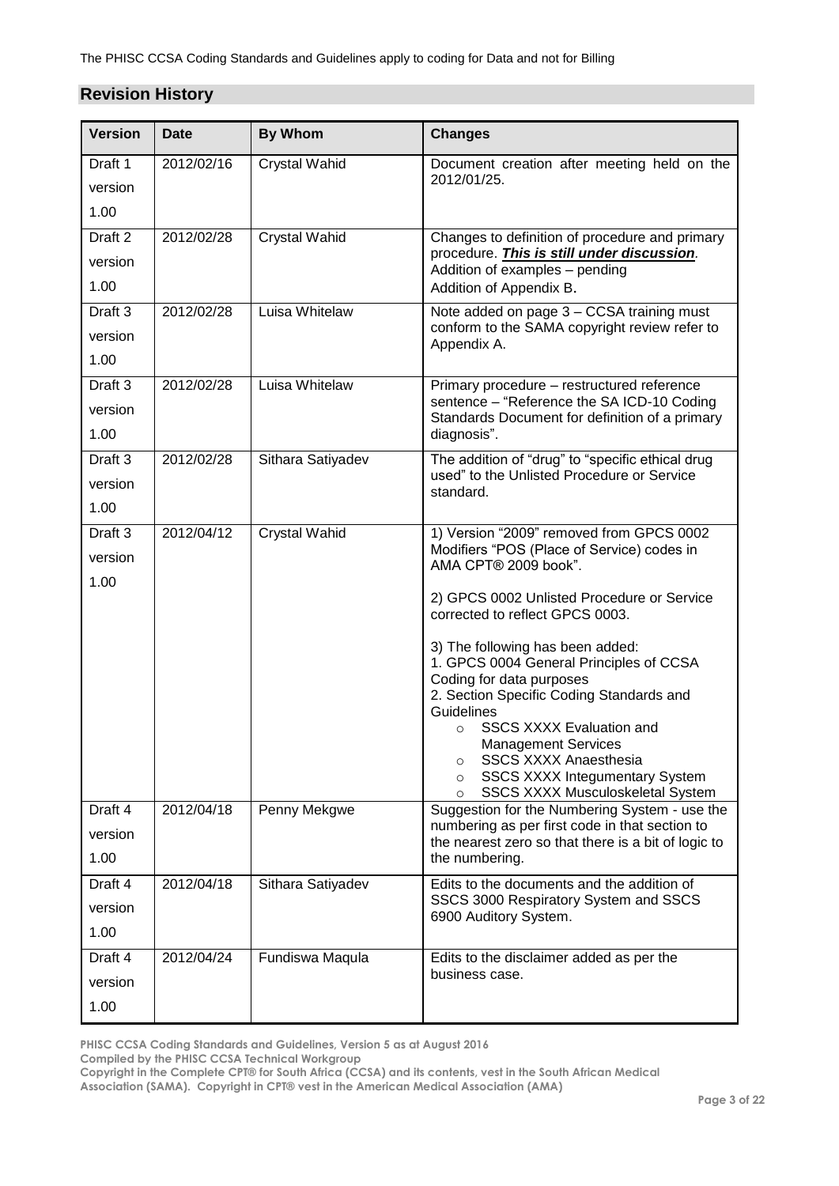The PHISC CCSA Coding Standards and Guidelines apply to coding for Data and not for Billing

## Revision History

| Version | Date | By Whom | Changes |
|---|---|---|---|
| Draft 1 version 1.00 | 2012/02/16 | Crystal Wahid | Document creation after meeting held on the 2012/01/25. |
| Draft 2 version 1.00 | 2012/02/28 | Crystal Wahid | Changes to definition of procedure and primary procedure. ***This is still under discussion***. Addition of examples – pending Addition of Appendix B. |
| Draft 3 version 1.00 | 2012/02/28 | Luisa Whitelaw | Note added on page 3 – CCSA training must conform to the SAMA copyright review refer to Appendix A. |
| Draft 3 version 1.00 | 2012/02/28 | Luisa Whitelaw | Primary procedure – restructured reference sentence – "Reference the SA ICD-10 Coding Standards Document for definition of a primary diagnosis". |
| Draft 3 version 1.00 | 2012/02/28 | Sithara Satiyadev | The addition of "drug" to "specific ethical drug used" to the Unlisted Procedure or Service standard. |
| Draft 3 version 1.00 | 2012/04/12 | Crystal Wahid | 1) Version "2009" removed from GPCS 0002 Modifiers "POS (Place of Service) codes in AMA CPT® 2009 book".<br><br>2) GPCS 0002 Unlisted Procedure or Service corrected to reflect GPCS 0003.<br><br>3) The following has been added:<br>1. GPCS 0004 General Principles of CCSA Coding for data purposes<br>2. Section Specific Coding Standards and Guidelines<br>o SSCS XXXX Evaluation and Management Services<br>o SSCS XXXX Anaesthesia<br>o SSCS XXXX Integumentary System<br>o SSCS XXXX Musculoskeletal System |
| Draft 4 version 1.00 | 2012/04/18 | Penny Mekgwe | Suggestion for the Numbering System - use the numbering as per first code in that section to the nearest zero so that there is a bit of logic to the numbering. |
| Draft 4 version 1.00 | 2012/04/18 | Sithara Satiyadev | Edits to the documents and the addition of SSCS 3000 Respiratory System and SSCS 6900 Auditory System. |
| Draft 4 version 1.00 | 2012/04/24 | Fundiswa Maqula | Edits to the disclaimer added as per the business case. |

**PHISC CCSA Coding Standards and Guidelines, Version 5 as at August 2016**
**Compiled by the PHISC CCSA Technical Workgroup**
**Copyright in the Complete CPT® for South Africa (CCSA) and its contents, vest in the South African Medical Association (SAMA). Copyright in CPT® vest in the American Medical Association (AMA)**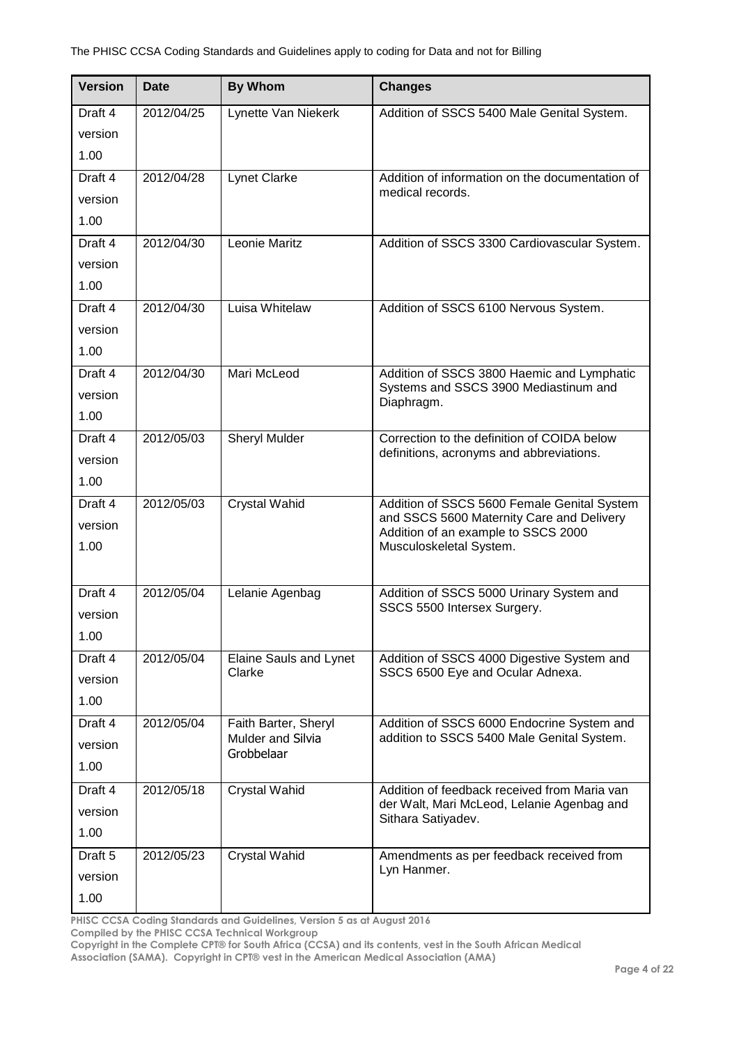| Version | Date | By Whom | Changes |
|---|---|---|---|
| Draft 4 version 1.00 | 2012/04/25 | Lynette Van Niekerk | Addition of SSCS 5400 Male Genital System. |
| Draft 4 version 1.00 | 2012/04/28 | Lynet Clarke | Addition of information on the documentation of medical records. |
| Draft 4 version 1.00 | 2012/04/30 | Leonie Maritz | Addition of SSCS 3300 Cardiovascular System. |
| Draft 4 version 1.00 | 2012/04/30 | Luisa Whitelaw | Addition of SSCS 6100 Nervous System. |
| Draft 4 version 1.00 | 2012/04/30 | Mari McLeod | Addition of SSCS 3800 Haemic and Lymphatic Systems and SSCS 3900 Mediastinum and Diaphragm. |
| Draft 4 version 1.00 | 2012/05/03 | Sheryl Mulder | Correction to the definition of COIDA below definitions, acronyms and abbreviations. |
| Draft 4 version 1.00 | 2012/05/03 | Crystal Wahid | Addition of SSCS 5600 Female Genital System and SSCS 5600 Maternity Care and Delivery Addition of an example to SSCS 2000 Musculoskeletal System. |
| Draft 4 version 1.00 | 2012/05/04 | Lelanie Agenbag | Addition of SSCS 5000 Urinary System and SSCS 5500 Intersex Surgery. |
| Draft 4 version 1.00 | 2012/05/04 | Elaine Sauls and Lynet Clarke | Addition of SSCS 4000 Digestive System and SSCS 6500 Eye and Ocular Adnexa. |
| Draft 4 version 1.00 | 2012/05/04 | Faith Barter, Sheryl Mulder and Silvia Grobbelaar | Addition of SSCS 6000 Endocrine System and addition to SSCS 5400 Male Genital System. |
| Draft 4 version 1.00 | 2012/05/18 | Crystal Wahid | Addition of feedback received from Maria van der Walt, Mari McLeod, Lelanie Agenbag and Sithara Satiyadev. |
| Draft 5 version 1.00 | 2012/05/23 | Crystal Wahid | Amendments as per feedback received from Lyn Hanmer. |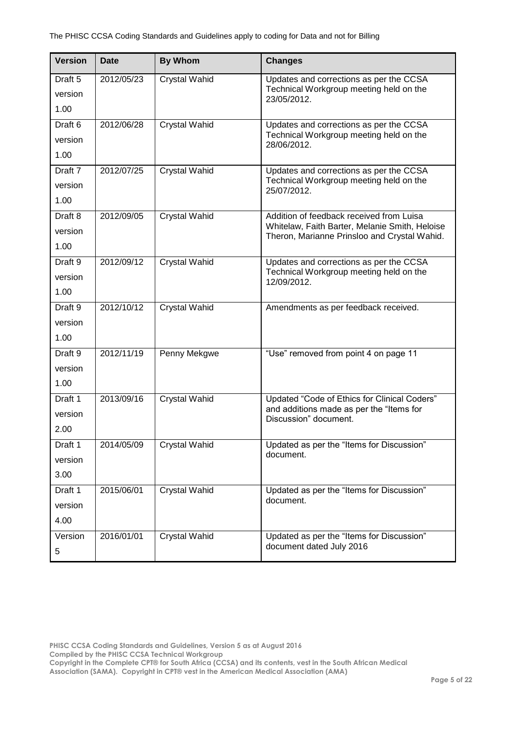| Version | Date | By Whom | Changes |
|---|---|---|---|
| Draft 5 version 1.00 | 2012/05/23 | Crystal Wahid | Updates and corrections as per the CCSA Technical Workgroup meeting held on the 23/05/2012. |
| Draft 6 version 1.00 | 2012/06/28 | Crystal Wahid | Updates and corrections as per the CCSA Technical Workgroup meeting held on the 28/06/2012. |
| Draft 7 version 1.00 | 2012/07/25 | Crystal Wahid | Updates and corrections as per the CCSA Technical Workgroup meeting held on the 25/07/2012. |
| Draft 8 version 1.00 | 2012/09/05 | Crystal Wahid | Addition of feedback received from Luisa Whitelaw, Faith Barter, Melanie Smith, Heloise Theron, Marianne Prinsloo and Crystal Wahid. |
| Draft 9 version 1.00 | 2012/09/12 | Crystal Wahid | Updates and corrections as per the CCSA Technical Workgroup meeting held on the 12/09/2012. |
| Draft 9 version 1.00 | 2012/10/12 | Crystal Wahid | Amendments as per feedback received. |
| Draft 9 version 1.00 | 2012/11/19 | Penny Mekgwe | "Use" removed from point 4 on page 11 |
| Draft 1 version 2.00 | 2013/09/16 | Crystal Wahid | Updated "Code of Ethics for Clinical Coders" and additions made as per the "Items for Discussion" document. |
| Draft 1 version 3.00 | 2014/05/09 | Crystal Wahid | Updated as per the "Items for Discussion" document. |
| Draft 1 version 4.00 | 2015/06/01 | Crystal Wahid | Updated as per the "Items for Discussion" document. |
| Version 5 | 2016/01/01 | Crystal Wahid | Updated as per the "Items for Discussion" document dated July 2016 |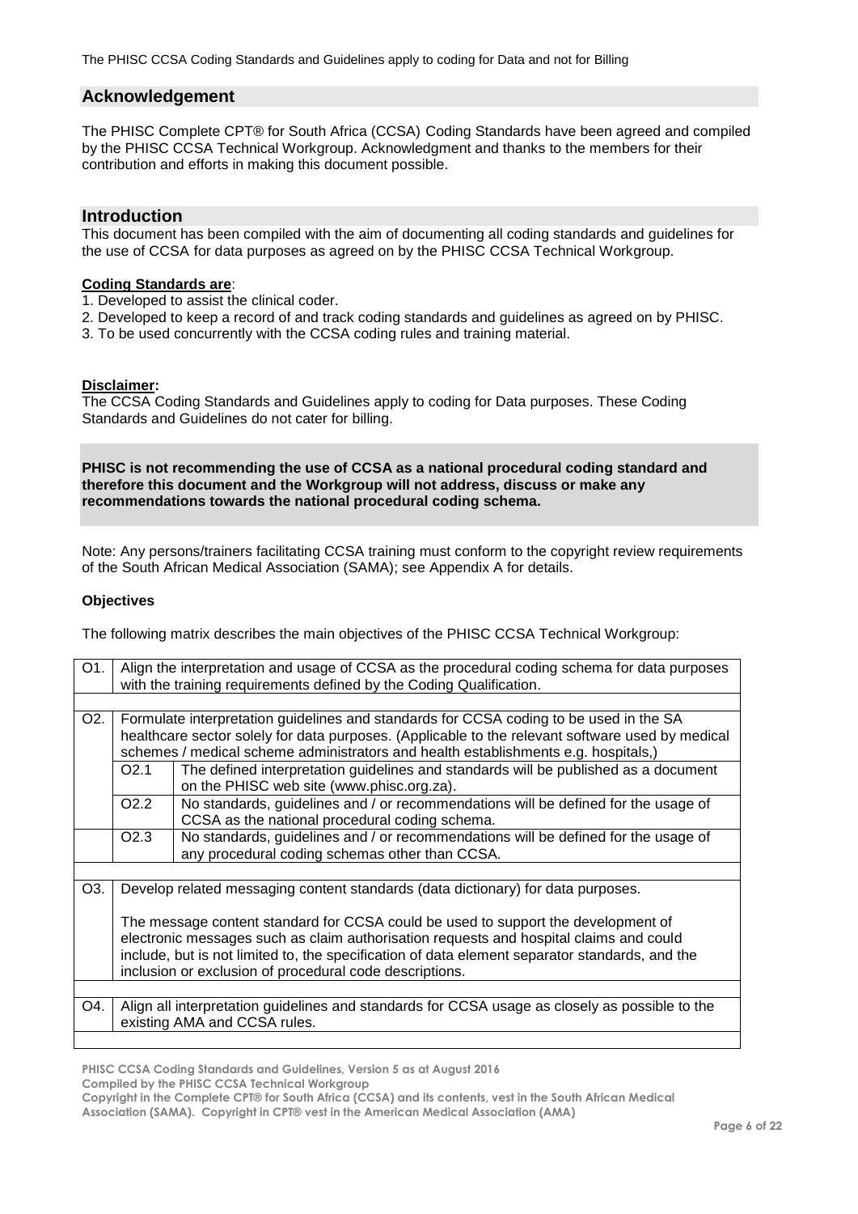## Acknowledgement

The PHISC Complete CPT® for South Africa (CCSA) Coding Standards have been agreed and compiled by the PHISC CCSA Technical Workgroup. Acknowledgment and thanks to the members for their contribution and efforts in making this document possible.

## Introduction

This document has been compiled with the aim of documenting all coding standards and guidelines for the use of CCSA for data purposes as agreed on by the PHISC CCSA Technical Workgroup.

**Coding Standards are**:

1. Developed to assist the clinical coder.
2. Developed to keep a record of and track coding standards and guidelines as agreed on by PHISC.
3. To be used concurrently with the CCSA coding rules and training material.

**Disclaimer:**

The CCSA Coding Standards and Guidelines apply to coding for Data purposes. These Coding Standards and Guidelines do not cater for billing.

**PHISC is not recommending the use of CCSA as a national procedural coding standard and therefore this document and the Workgroup will not address, discuss or make any recommendations towards the national procedural coding schema.**

Note: Any persons/trainers facilitating CCSA training must conform to the copyright review requirements of the South African Medical Association (SAMA); see Appendix A for details.

**Objectives**

The following matrix describes the main objectives of the PHISC CCSA Technical Workgroup:

| | | |
|---|---|---|
| O1. | Align the interpretation and usage of CCSA as the procedural coding schema for data purposes with the training requirements defined by the Coding Qualification. | |
| | | |
| O2. | Formulate interpretation guidelines and standards for CCSA coding to be used in the SA healthcare sector solely for data purposes. (Applicable to the relevant software used by medical schemes / medical scheme administrators and health establishments e.g. hospitals,) | |
| | O2.1 | The defined interpretation guidelines and standards will be published as a document on the PHISC web site (www.phisc.org.za). |
| | O2.2 | No standards, guidelines and / or recommendations will be defined for the usage of CCSA as the national procedural coding schema. |
| | O2.3 | No standards, guidelines and / or recommendations will be defined for the usage of any procedural coding schemas other than CCSA. |
| | | |
| O3. | Develop related messaging content standards (data dictionary) for data purposes.<br><br>The message content standard for CCSA could be used to support the development of electronic messages such as claim authorisation requests and hospital claims and could include, but is not limited to, the specification of data element separator standards, and the inclusion or exclusion of procedural code descriptions. | |
| | | |
| O4. | Align all interpretation guidelines and standards for CCSA usage as closely as possible to the existing AMA and CCSA rules. | |
| | | |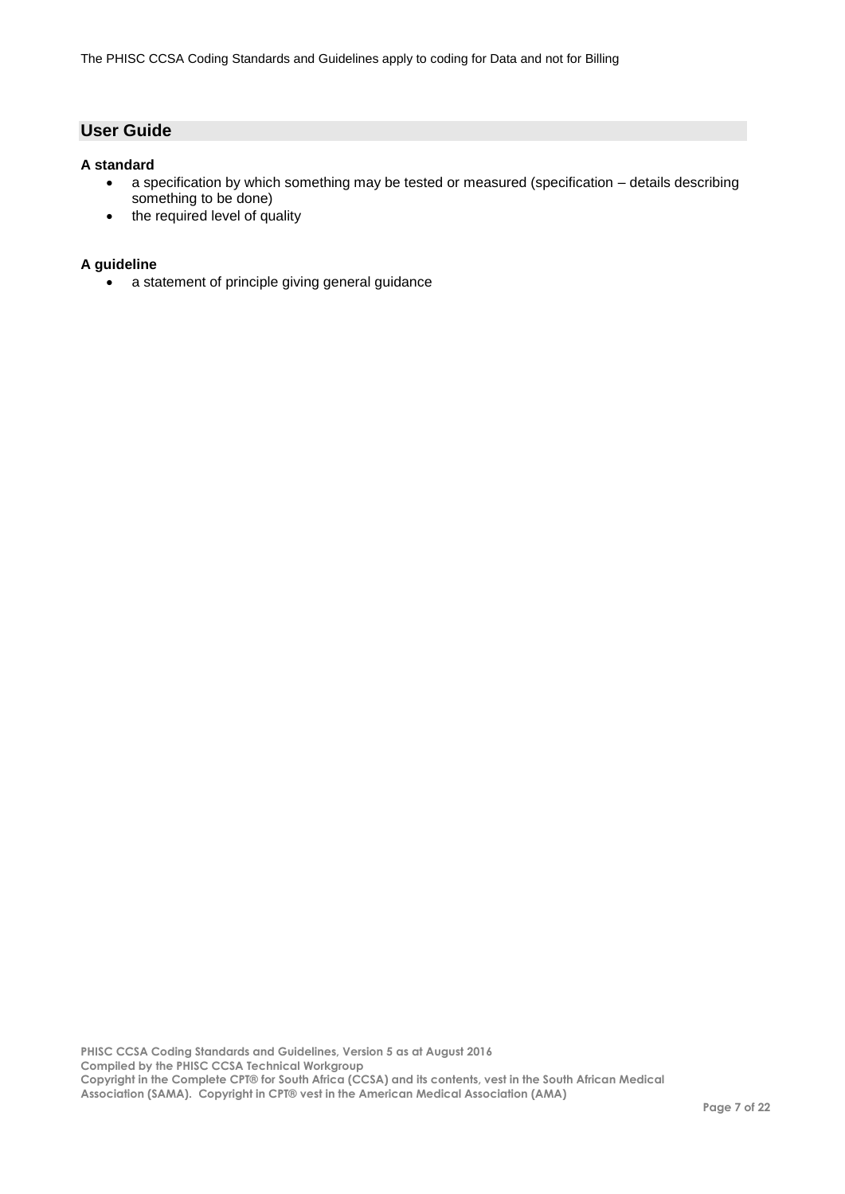## User Guide

**A standard**

- a specification by which something may be tested or measured (specification – details describing something to be done)
- the required level of quality

**A guideline**

- a statement of principle giving general guidance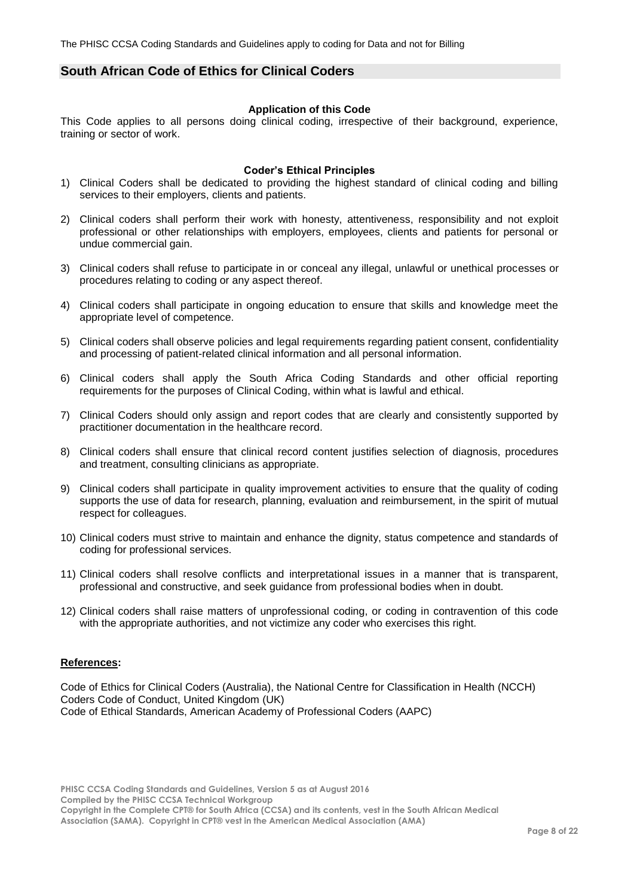## South African Code of Ethics for Clinical Coders

**Application of this Code**

This Code applies to all persons doing clinical coding, irrespective of their background, experience, training or sector of work.

**Coder's Ethical Principles**

1) Clinical Coders shall be dedicated to providing the highest standard of clinical coding and billing services to their employers, clients and patients.

2) Clinical coders shall perform their work with honesty, attentiveness, responsibility and not exploit professional or other relationships with employers, employees, clients and patients for personal or undue commercial gain.

3) Clinical coders shall refuse to participate in or conceal any illegal, unlawful or unethical processes or procedures relating to coding or any aspect thereof.

4) Clinical coders shall participate in ongoing education to ensure that skills and knowledge meet the appropriate level of competence.

5) Clinical coders shall observe policies and legal requirements regarding patient consent, confidentiality and processing of patient-related clinical information and all personal information.

6) Clinical coders shall apply the South Africa Coding Standards and other official reporting requirements for the purposes of Clinical Coding, within what is lawful and ethical.

7) Clinical Coders should only assign and report codes that are clearly and consistently supported by practitioner documentation in the healthcare record.

8) Clinical coders shall ensure that clinical record content justifies selection of diagnosis, procedures and treatment, consulting clinicians as appropriate.

9) Clinical coders shall participate in quality improvement activities to ensure that the quality of coding supports the use of data for research, planning, evaluation and reimbursement, in the spirit of mutual respect for colleagues.

10) Clinical coders must strive to maintain and enhance the dignity, status competence and standards of coding for professional services.

11) Clinical coders shall resolve conflicts and interpretational issues in a manner that is transparent, professional and constructive, and seek guidance from professional bodies when in doubt.

12) Clinical coders shall raise matters of unprofessional coding, or coding in contravention of this code with the appropriate authorities, and not victimize any coder who exercises this right.

**References:**

Code of Ethics for Clinical Coders (Australia), the National Centre for Classification in Health (NCCH)
Coders Code of Conduct, United Kingdom (UK)
Code of Ethical Standards, American Academy of Professional Coders (AAPC)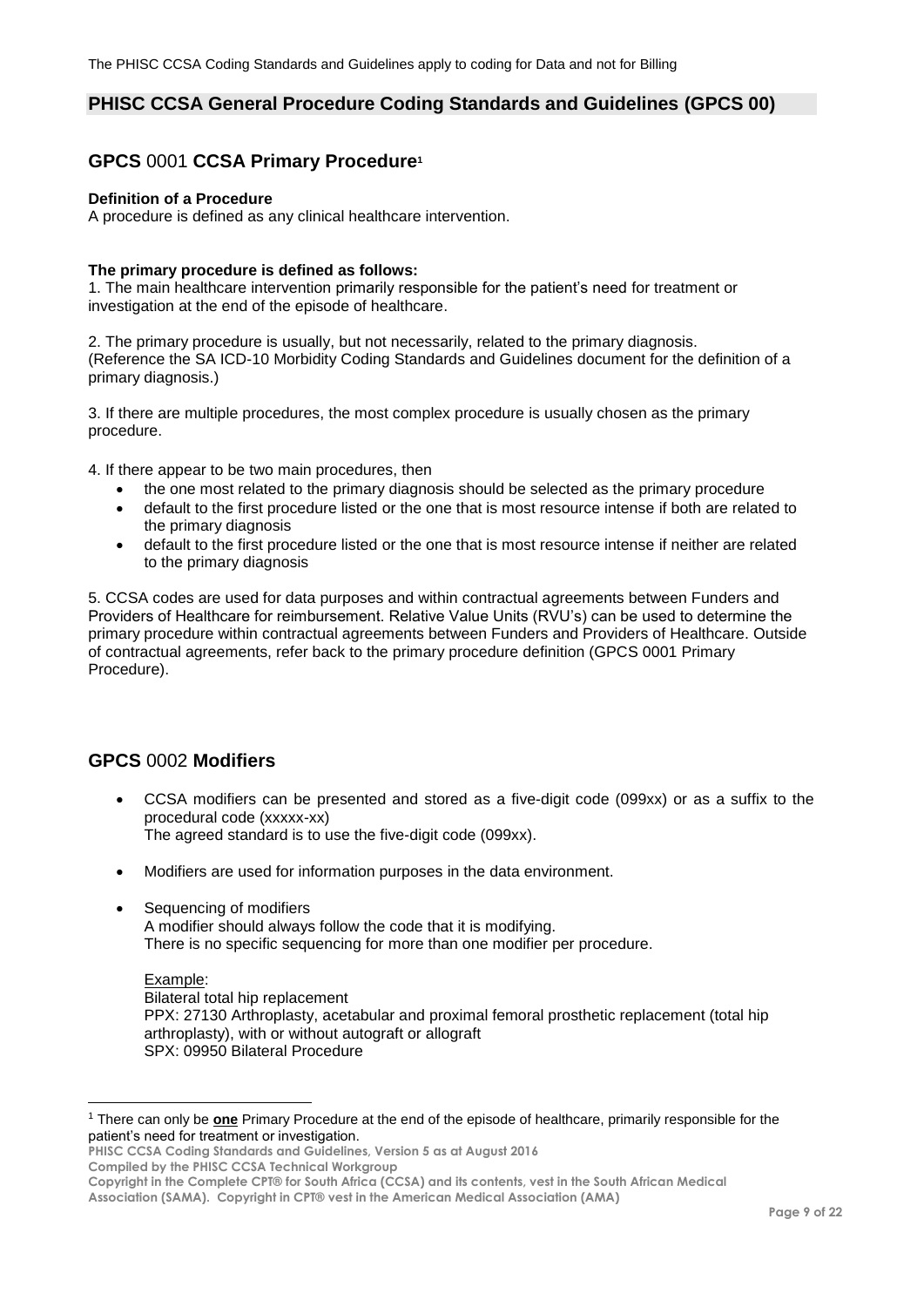The PHISC CCSA Coding Standards and Guidelines apply to coding for Data and not for Billing

## PHISC CCSA General Procedure Coding Standards and Guidelines (GPCS 00)

### GPCS 0001 CCSA Primary Procedure[1]

**Definition of a Procedure**
A procedure is defined as any clinical healthcare intervention.

**The primary procedure is defined as follows:**

1. The main healthcare intervention primarily responsible for the patient's need for treatment or investigation at the end of the episode of healthcare.

2. The primary procedure is usually, but not necessarily, related to the primary diagnosis. (Reference the SA ICD-10 Morbidity Coding Standards and Guidelines document for the definition of a primary diagnosis.)

3. If there are multiple procedures, the most complex procedure is usually chosen as the primary procedure.

4. If there appear to be two main procedures, then
    - the one most related to the primary diagnosis should be selected as the primary procedure
    - default to the first procedure listed or the one that is most resource intense if both are related to the primary diagnosis
    - default to the first procedure listed or the one that is most resource intense if neither are related to the primary diagnosis

5. CCSA codes are used for data purposes and within contractual agreements between Funders and Providers of Healthcare for reimbursement. Relative Value Units (RVU's) can be used to determine the primary procedure within contractual agreements between Funders and Providers of Healthcare. Outside of contractual agreements, refer back to the primary procedure definition (GPCS 0001 Primary Procedure).

### GPCS 0002 Modifiers

- CCSA modifiers can be presented and stored as a five-digit code (099xx) or as a suffix to the procedural code (xxxxx-xx)
  The agreed standard is to use the five-digit code (099xx).

- Modifiers are used for information purposes in the data environment.

- Sequencing of modifiers
  A modifier should always follow the code that it is modifying.
  There is no specific sequencing for more than one modifier per procedure.

  Example:
  Bilateral total hip replacement
  PPX: 27130 Arthroplasty, acetabular and proximal femoral prosthetic replacement (total hip arthroplasty), with or without autograft or allograft
  SPX: 09950 Bilateral Procedure

---

[1] There can only be **one** Primary Procedure at the end of the episode of healthcare, primarily responsible for the patient's need for treatment or investigation.

**PHISC CCSA Coding Standards and Guidelines, Version 5 as at August 2016**
**Compiled by the PHISC CCSA Technical Workgroup**
**Copyright in the Complete CPT® for South Africa (CCSA) and its contents, vest in the South African Medical Association (SAMA). Copyright in CPT® vest in the American Medical Association (AMA)**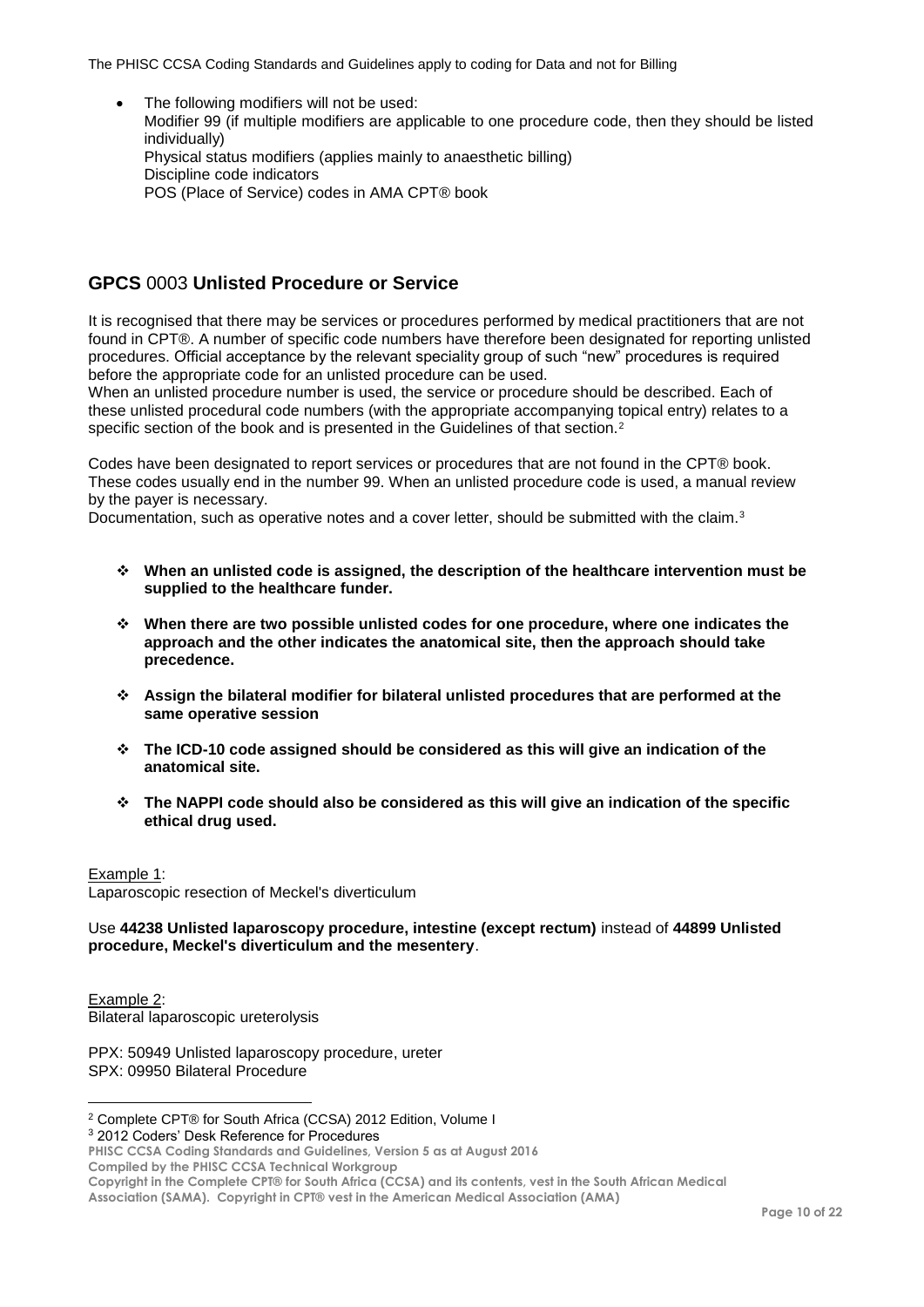- The following modifiers will not be used:
  Modifier 99 (if multiple modifiers are applicable to one procedure code, then they should be listed individually)
  Physical status modifiers (applies mainly to anaesthetic billing)
  Discipline code indicators
  POS (Place of Service) codes in AMA CPT® book

## **GPCS** 0003 **Unlisted Procedure or Service**

It is recognised that there may be services or procedures performed by medical practitioners that are not found in CPT®. A number of specific code numbers have therefore been designated for reporting unlisted procedures. Official acceptance by the relevant speciality group of such "new" procedures is required before the appropriate code for an unlisted procedure can be used.
When an unlisted procedure number is used, the service or procedure should be described. Each of these unlisted procedural code numbers (with the appropriate accompanying topical entry) relates to a specific section of the book and is presented in the Guidelines of that section.[2]

Codes have been designated to report services or procedures that are not found in the CPT® book. These codes usually end in the number 99. When an unlisted procedure code is used, a manual review by the payer is necessary.
Documentation, such as operative notes and a cover letter, should be submitted with the claim.[3]

- **When an unlisted code is assigned, the description of the healthcare intervention must be supplied to the healthcare funder.**
- **When there are two possible unlisted codes for one procedure, where one indicates the approach and the other indicates the anatomical site, then the approach should take precedence.**
- **Assign the bilateral modifier for bilateral unlisted procedures that are performed at the same operative session**
- **The ICD-10 code assigned should be considered as this will give an indication of the anatomical site.**
- **The NAPPI code should also be considered as this will give an indication of the specific ethical drug used.**

Example 1:
Laparoscopic resection of Meckel's diverticulum

Use **44238 Unlisted laparoscopy procedure, intestine (except rectum)** instead of **44899 Unlisted procedure, Meckel's diverticulum and the mesentery**.

Example 2:
Bilateral laparoscopic ureterolysis

PPX: 50949 Unlisted laparoscopy procedure, ureter
SPX: 09950 Bilateral Procedure

---

[2] Complete CPT® for South Africa (CCSA) 2012 Edition, Volume I
[3] 2012 Coders' Desk Reference for Procedures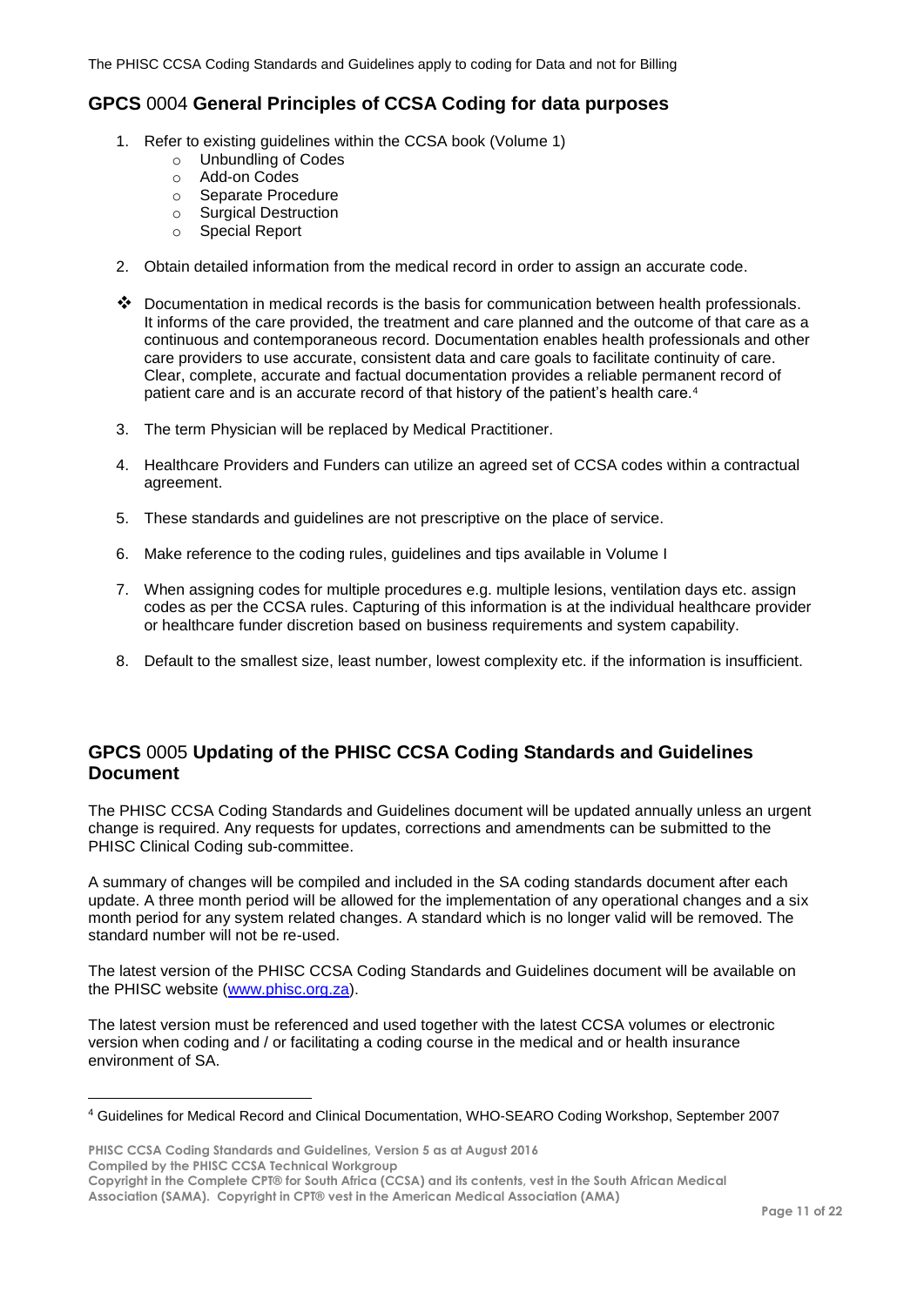## GPCS 0004 General Principles of CCSA Coding for data purposes

1. Refer to existing guidelines within the CCSA book (Volume 1)
   - Unbundling of Codes
   - Add-on Codes
   - Separate Procedure
   - Surgical Destruction
   - Special Report
2. Obtain detailed information from the medical record in order to assign an accurate code.

❖ Documentation in medical records is the basis for communication between health professionals. It informs of the care provided, the treatment and care planned and the outcome of that care as a continuous and contemporaneous record. Documentation enables health professionals and other care providers to use accurate, consistent data and care goals to facilitate continuity of care. Clear, complete, accurate and factual documentation provides a reliable permanent record of patient care and is an accurate record of that history of the patient's health care.[4]

3. The term Physician will be replaced by Medical Practitioner.
4. Healthcare Providers and Funders can utilize an agreed set of CCSA codes within a contractual agreement.
5. These standards and guidelines are not prescriptive on the place of service.
6. Make reference to the coding rules, guidelines and tips available in Volume I
7. When assigning codes for multiple procedures e.g. multiple lesions, ventilation days etc. assign codes as per the CCSA rules. Capturing of this information is at the individual healthcare provider or healthcare funder discretion based on business requirements and system capability.
8. Default to the smallest size, least number, lowest complexity etc. if the information is insufficient.

## GPCS 0005 Updating of the PHISC CCSA Coding Standards and Guidelines Document

The PHISC CCSA Coding Standards and Guidelines document will be updated annually unless an urgent change is required. Any requests for updates, corrections and amendments can be submitted to the PHISC Clinical Coding sub-committee.

A summary of changes will be compiled and included in the SA coding standards document after each update. A three month period will be allowed for the implementation of any operational changes and a six month period for any system related changes. A standard which is no longer valid will be removed. The standard number will not be re-used.

The latest version of the PHISC CCSA Coding Standards and Guidelines document will be available on the PHISC website (www.phisc.org.za).

The latest version must be referenced and used together with the latest CCSA volumes or electronic version when coding and / or facilitating a coding course in the medical and or health insurance environment of SA.

[4] Guidelines for Medical Record and Clinical Documentation, WHO-SEARO Coding Workshop, September 2007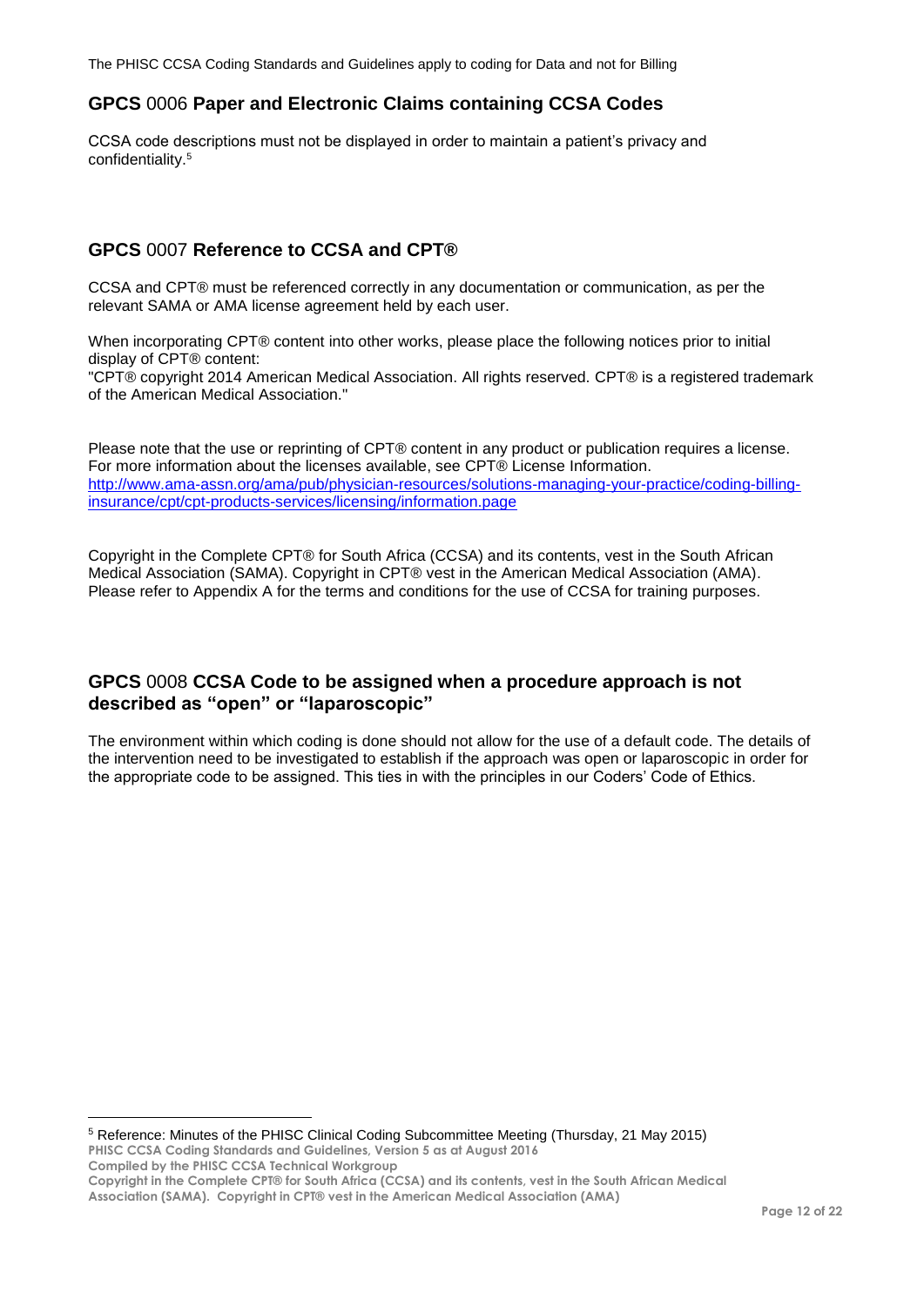## GPCS 0006 Paper and Electronic Claims containing CCSA Codes

CCSA code descriptions must not be displayed in order to maintain a patient's privacy and confidentiality.[5]

## GPCS 0007 Reference to CCSA and CPT®

CCSA and CPT® must be referenced correctly in any documentation or communication, as per the relevant SAMA or AMA license agreement held by each user.

When incorporating CPT® content into other works, please place the following notices prior to initial display of CPT® content:
"CPT® copyright 2014 American Medical Association. All rights reserved. CPT® is a registered trademark of the American Medical Association."

Please note that the use or reprinting of CPT® content in any product or publication requires a license. For more information about the licenses available, see CPT® License Information. [http://www.ama-assn.org/ama/pub/physician-resources/solutions-managing-your-practice/coding-billing-insurance/cpt/cpt-products-services/licensing/information.page](http://www.ama-assn.org/ama/pub/physician-resources/solutions-managing-your-practice/coding-billing-insurance/cpt/cpt-products-services/licensing/information.page)

Copyright in the Complete CPT® for South Africa (CCSA) and its contents, vest in the South African Medical Association (SAMA). Copyright in CPT® vest in the American Medical Association (AMA). Please refer to Appendix A for the terms and conditions for the use of CCSA for training purposes.

## GPCS 0008 CCSA Code to be assigned when a procedure approach is not described as "open" or "laparoscopic"

The environment within which coding is done should not allow for the use of a default code. The details of the intervention need to be investigated to establish if the approach was open or laparoscopic in order for the appropriate code to be assigned. This ties in with the principles in our Coders' Code of Ethics.

---

[5] Reference: Minutes of the PHISC Clinical Coding Subcommittee Meeting (Thursday, 21 May 2015)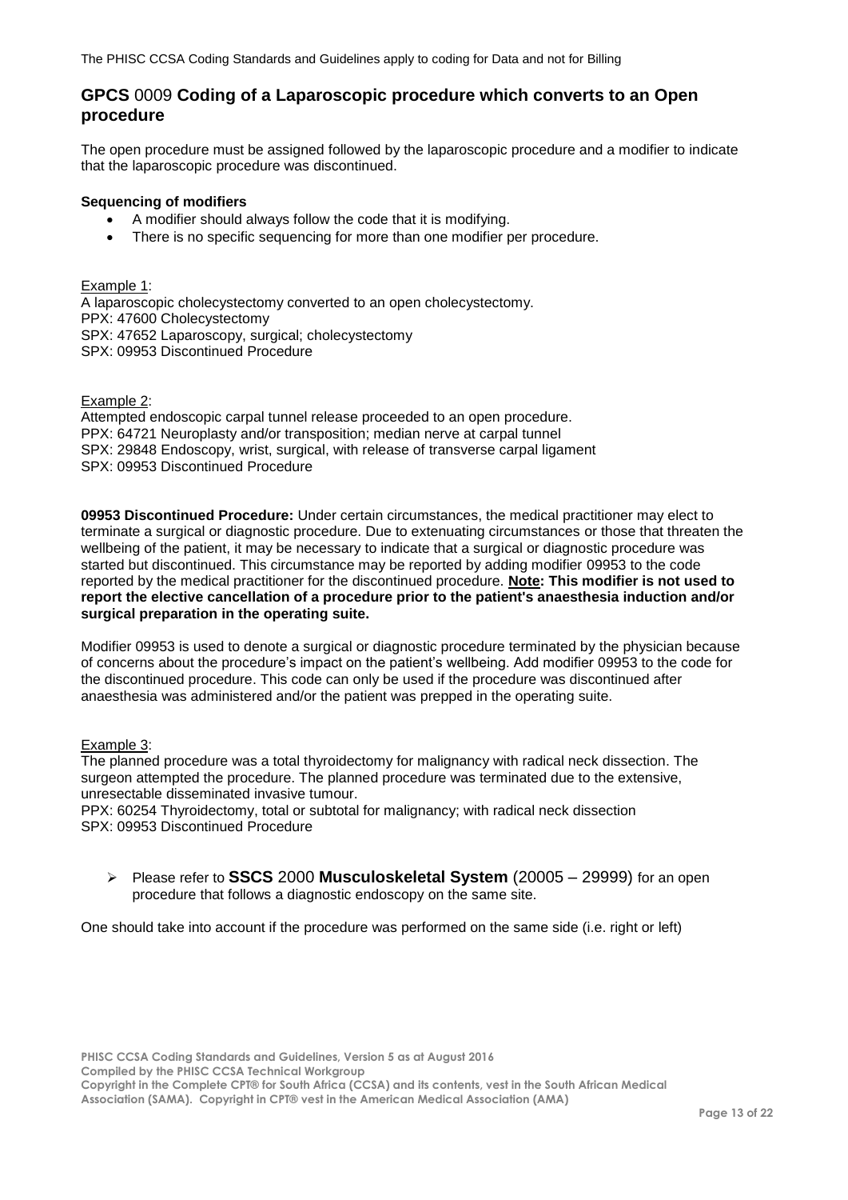## GPCS 0009 Coding of a Laparoscopic procedure which converts to an Open procedure

The open procedure must be assigned followed by the laparoscopic procedure and a modifier to indicate that the laparoscopic procedure was discontinued.

**Sequencing of modifiers**

- A modifier should always follow the code that it is modifying.
- There is no specific sequencing for more than one modifier per procedure.

Example 1:
A laparoscopic cholecystectomy converted to an open cholecystectomy.
PPX: 47600 Cholecystectomy
SPX: 47652 Laparoscopy, surgical; cholecystectomy
SPX: 09953 Discontinued Procedure

Example 2:
Attempted endoscopic carpal tunnel release proceeded to an open procedure.
PPX: 64721 Neuroplasty and/or transposition; median nerve at carpal tunnel
SPX: 29848 Endoscopy, wrist, surgical, with release of transverse carpal ligament
SPX: 09953 Discontinued Procedure

**09953 Discontinued Procedure:** Under certain circumstances, the medical practitioner may elect to terminate a surgical or diagnostic procedure. Due to extenuating circumstances or those that threaten the wellbeing of the patient, it may be necessary to indicate that a surgical or diagnostic procedure was started but discontinued. This circumstance may be reported by adding modifier 09953 to the code reported by the medical practitioner for the discontinued procedure. **Note: This modifier is not used to report the elective cancellation of a procedure prior to the patient's anaesthesia induction and/or surgical preparation in the operating suite.**

Modifier 09953 is used to denote a surgical or diagnostic procedure terminated by the physician because of concerns about the procedure's impact on the patient's wellbeing. Add modifier 09953 to the code for the discontinued procedure. This code can only be used if the procedure was discontinued after anaesthesia was administered and/or the patient was prepped in the operating suite.

Example 3:
The planned procedure was a total thyroidectomy for malignancy with radical neck dissection. The surgeon attempted the procedure. The planned procedure was terminated due to the extensive, unresectable disseminated invasive tumour.
PPX: 60254 Thyroidectomy, total or subtotal for malignancy; with radical neck dissection
SPX: 09953 Discontinued Procedure

- Please refer to **SSCS** 2000 **Musculoskeletal System** (20005 – 29999) for an open procedure that follows a diagnostic endoscopy on the same site.

One should take into account if the procedure was performed on the same side (i.e. right or left)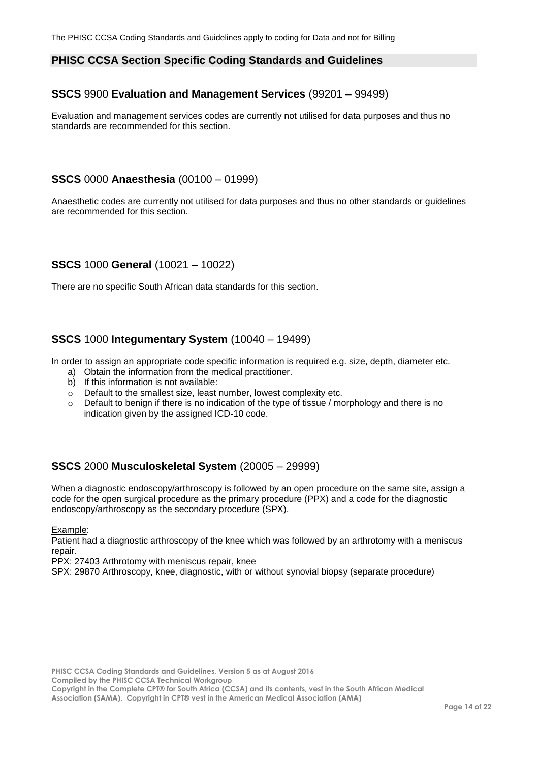## PHISC CCSA Section Specific Coding Standards and Guidelines

### **SSCS** 9900 **Evaluation and Management Services** (99201 – 99499)

Evaluation and management services codes are currently not utilised for data purposes and thus no standards are recommended for this section.

### **SSCS** 0000 **Anaesthesia** (00100 – 01999)

Anaesthetic codes are currently not utilised for data purposes and thus no other standards or guidelines are recommended for this section.

### **SSCS** 1000 **General** (10021 – 10022)

There are no specific South African data standards for this section.

### **SSCS** 1000 **Integumentary System** (10040 – 19499)

In order to assign an appropriate code specific information is required e.g. size, depth, diameter etc.

a) Obtain the information from the medical practitioner.
b) If this information is not available:
   - Default to the smallest size, least number, lowest complexity etc.
   - Default to benign if there is no indication of the type of tissue / morphology and there is no indication given by the assigned ICD-10 code.

### **SSCS** 2000 **Musculoskeletal System** (20005 – 29999)

When a diagnostic endoscopy/arthroscopy is followed by an open procedure on the same site, assign a code for the open surgical procedure as the primary procedure (PPX) and a code for the diagnostic endoscopy/arthroscopy as the secondary procedure (SPX).

Example:
Patient had a diagnostic arthroscopy of the knee which was followed by an arthrotomy with a meniscus repair.
PPX: 27403 Arthrotomy with meniscus repair, knee
SPX: 29870 Arthroscopy, knee, diagnostic, with or without synovial biopsy (separate procedure)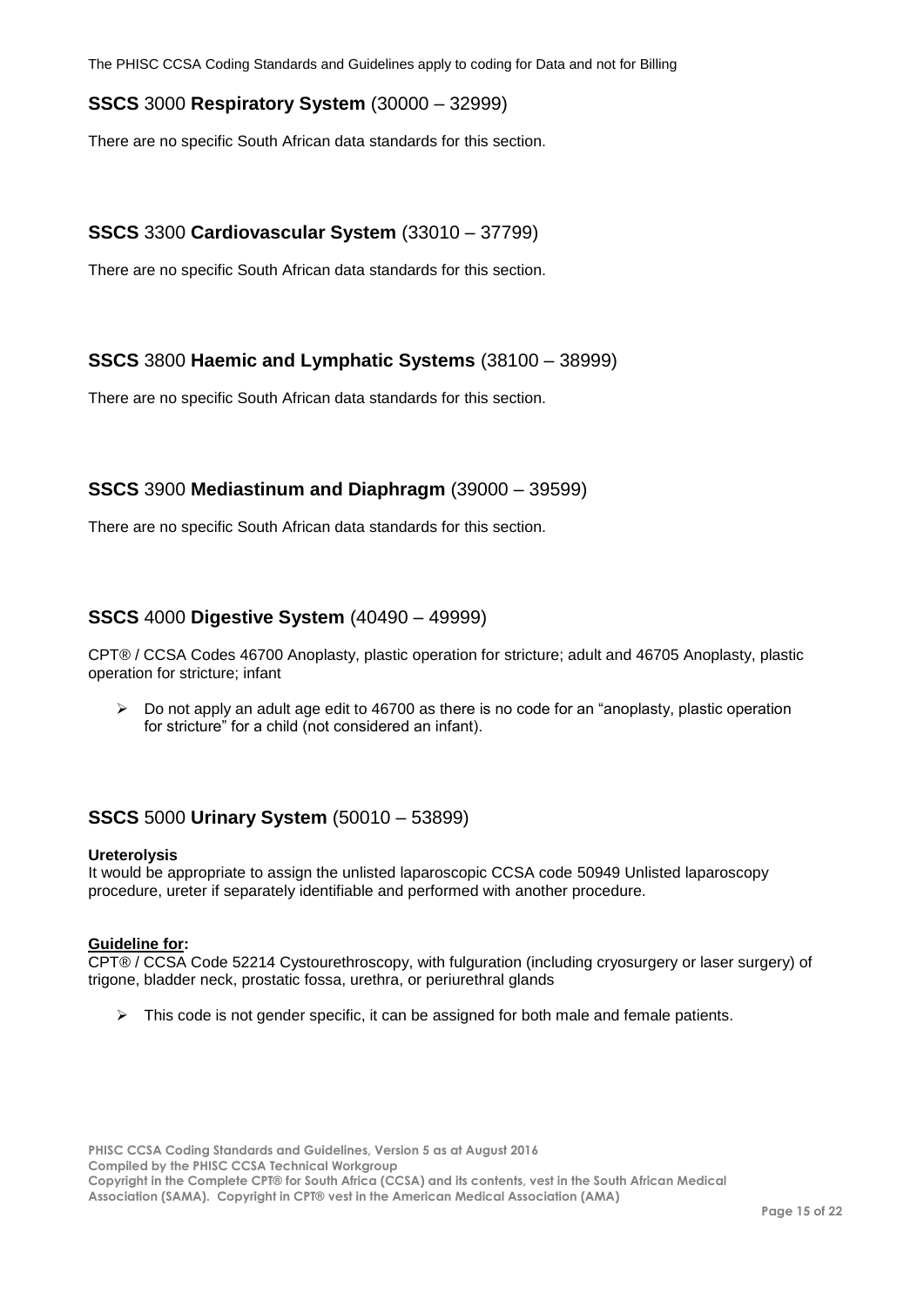## **SSCS** 3000 **Respiratory System** (30000 – 32999)

There are no specific South African data standards for this section.

## **SSCS** 3300 **Cardiovascular System** (33010 – 37799)

There are no specific South African data standards for this section.

## **SSCS** 3800 **Haemic and Lymphatic Systems** (38100 – 38999)

There are no specific South African data standards for this section.

## **SSCS** 3900 **Mediastinum and Diaphragm** (39000 – 39599)

There are no specific South African data standards for this section.

## **SSCS** 4000 **Digestive System** (40490 – 49999)

CPT® / CCSA Codes 46700 Anoplasty, plastic operation for stricture; adult and 46705 Anoplasty, plastic operation for stricture; infant

- Do not apply an adult age edit to 46700 as there is no code for an "anoplasty, plastic operation for stricture" for a child (not considered an infant).

## **SSCS** 5000 **Urinary System** (50010 – 53899)

**Ureterolysis**
It would be appropriate to assign the unlisted laparoscopic CCSA code 50949 Unlisted laparoscopy procedure, ureter if separately identifiable and performed with another procedure.

**Guideline for:**
CPT® / CCSA Code 52214 Cystourethroscopy, with fulguration (including cryosurgery or laser surgery) of trigone, bladder neck, prostatic fossa, urethra, or periurethral glands

- This code is not gender specific, it can be assigned for both male and female patients.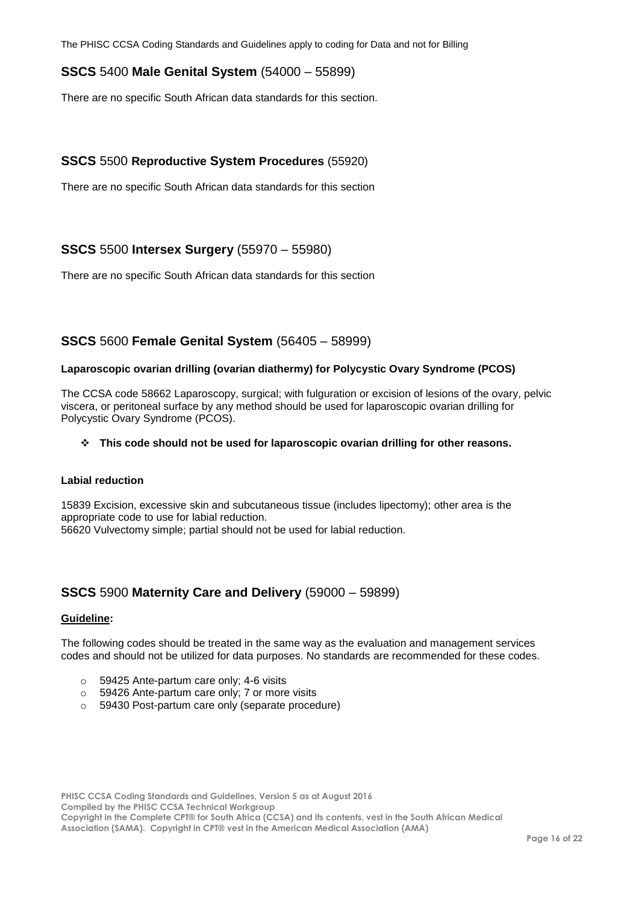## **SSCS** 5400 **Male Genital System** (54000 – 55899)

There are no specific South African data standards for this section.

## **SSCS** 5500 **Reproductive System Procedures** (55920)

There are no specific South African data standards for this section

## **SSCS** 5500 **Intersex Surgery** (55970 – 55980)

There are no specific South African data standards for this section

## **SSCS** 5600 **Female Genital System** (56405 – 58999)

### Laparoscopic ovarian drilling (ovarian diathermy) for Polycystic Ovary Syndrome (PCOS)

The CCSA code 58662 Laparoscopy, surgical; with fulguration or excision of lesions of the ovary, pelvic viscera, or peritoneal surface by any method should be used for laparoscopic ovarian drilling for Polycystic Ovary Syndrome (PCOS).

- **This code should not be used for laparoscopic ovarian drilling for other reasons.**

### Labial reduction

15839 Excision, excessive skin and subcutaneous tissue (includes lipectomy); other area is the appropriate code to use for labial reduction.
56620 Vulvectomy simple; partial should not be used for labial reduction.

## **SSCS** 5900 **Maternity Care and Delivery** (59000 – 59899)

**Guideline:**

The following codes should be treated in the same way as the evaluation and management services codes and should not be utilized for data purposes. No standards are recommended for these codes.

- 59425 Ante-partum care only; 4-6 visits
- 59426 Ante-partum care only; 7 or more visits
- 59430 Post-partum care only (separate procedure)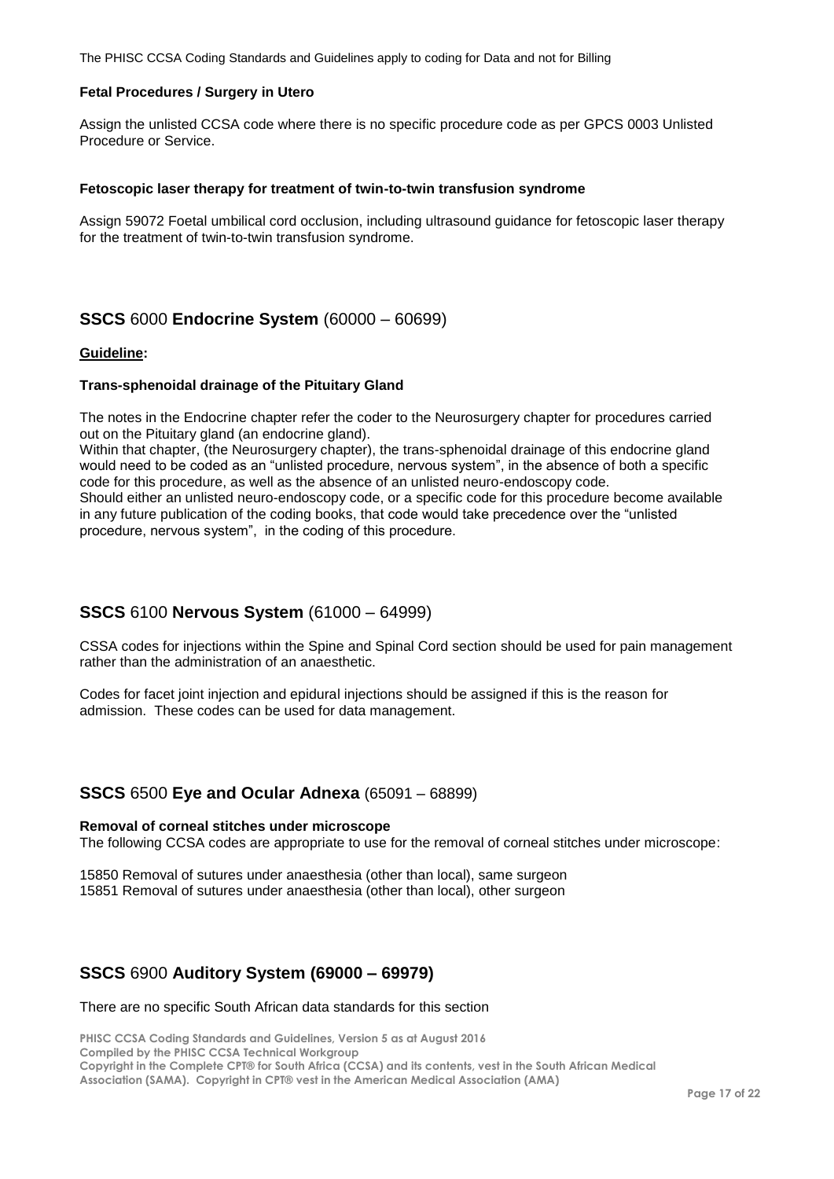### Fetal Procedures / Surgery in Utero

Assign the unlisted CCSA code where there is no specific procedure code as per GPCS 0003 Unlisted Procedure or Service.

### Fetoscopic laser therapy for treatment of twin-to-twin transfusion syndrome

Assign 59072 Foetal umbilical cord occlusion, including ultrasound guidance for fetoscopic laser therapy for the treatment of twin-to-twin transfusion syndrome.

## SSCS 6000 Endocrine System (60000 – 60699)

**<u>Guideline</u>:**

### Trans-sphenoidal drainage of the Pituitary Gland

The notes in the Endocrine chapter refer the coder to the Neurosurgery chapter for procedures carried out on the Pituitary gland (an endocrine gland).
Within that chapter, (the Neurosurgery chapter), the trans-sphenoidal drainage of this endocrine gland would need to be coded as an "unlisted procedure, nervous system", in the absence of both a specific code for this procedure, as well as the absence of an unlisted neuro-endoscopy code.
Should either an unlisted neuro-endoscopy code, or a specific code for this procedure become available in any future publication of the coding books, that code would take precedence over the "unlisted procedure, nervous system", in the coding of this procedure.

## SSCS 6100 Nervous System (61000 – 64999)

CSSA codes for injections within the Spine and Spinal Cord section should be used for pain management rather than the administration of an anaesthetic.

Codes for facet joint injection and epidural injections should be assigned if this is the reason for admission. These codes can be used for data management.

## SSCS 6500 Eye and Ocular Adnexa (65091 – 68899)

**Removal of corneal stitches under microscope**
The following CCSA codes are appropriate to use for the removal of corneal stitches under microscope:

15850 Removal of sutures under anaesthesia (other than local), same surgeon
15851 Removal of sutures under anaesthesia (other than local), other surgeon

## SSCS 6900 Auditory System (69000 – 69979)

There are no specific South African data standards for this section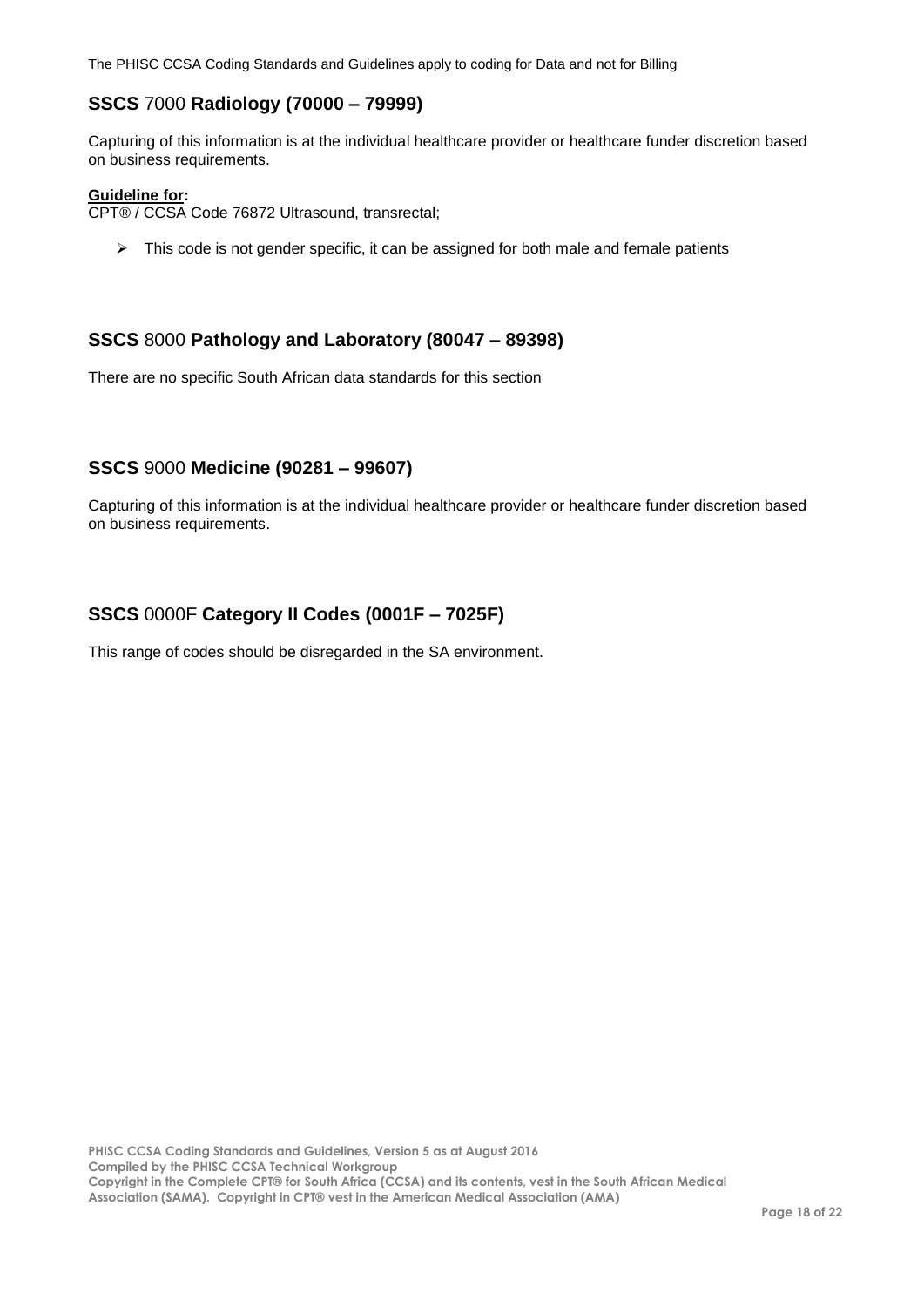## **SSCS** 7000 **Radiology (70000 – 79999)**

Capturing of this information is at the individual healthcare provider or healthcare funder discretion based on business requirements.

**Guideline for:**
CPT® / CCSA Code 76872 Ultrasound, transrectal;

- This code is not gender specific, it can be assigned for both male and female patients

## **SSCS** 8000 **Pathology and Laboratory (80047 – 89398)**

There are no specific South African data standards for this section

## **SSCS** 9000 **Medicine (90281 – 99607)**

Capturing of this information is at the individual healthcare provider or healthcare funder discretion based on business requirements.

## **SSCS** 0000F **Category II Codes (0001F – 7025F)**

This range of codes should be disregarded in the SA environment.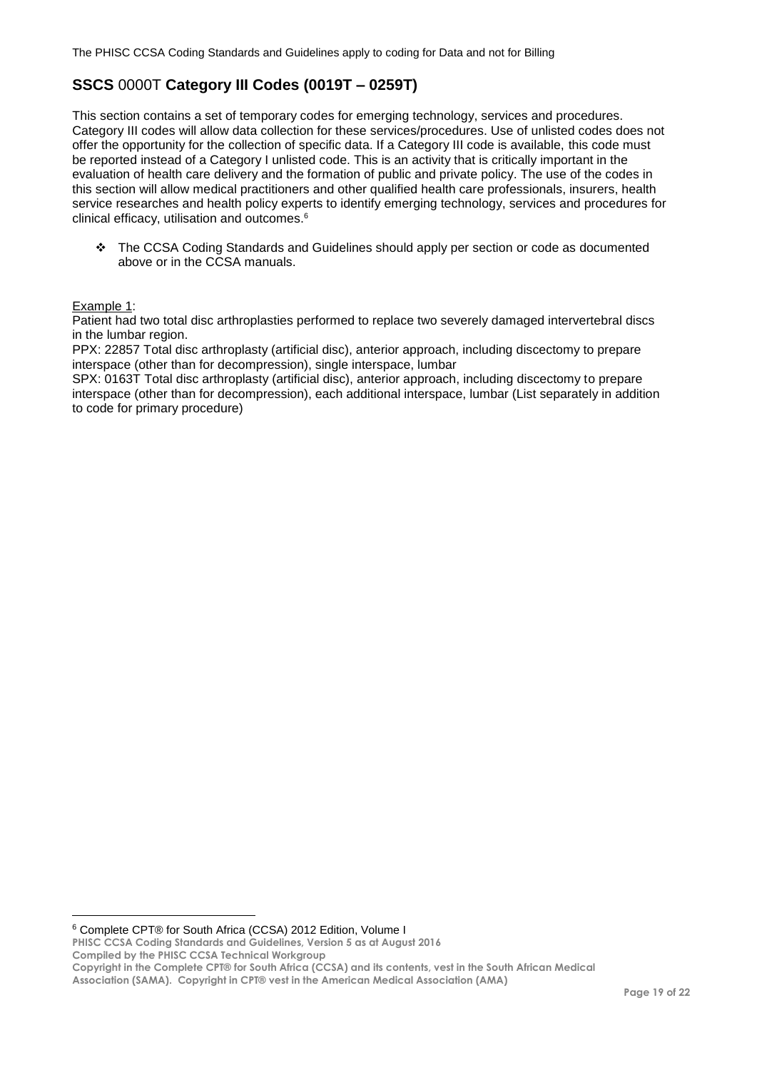## SSCS 0000T Category III Codes (0019T – 0259T)

This section contains a set of temporary codes for emerging technology, services and procedures. Category III codes will allow data collection for these services/procedures. Use of unlisted codes does not offer the opportunity for the collection of specific data. If a Category III code is available, this code must be reported instead of a Category I unlisted code. This is an activity that is critically important in the evaluation of health care delivery and the formation of public and private policy. The use of the codes in this section will allow medical practitioners and other qualified health care professionals, insurers, health service researches and health policy experts to identify emerging technology, services and procedures for clinical efficacy, utilisation and outcomes.[6]

- ❖ The CCSA Coding Standards and Guidelines should apply per section or code as documented above or in the CCSA manuals.

Example 1:

Patient had two total disc arthroplasties performed to replace two severely damaged intervertebral discs in the lumbar region.

PPX: 22857 Total disc arthroplasty (artificial disc), anterior approach, including discectomy to prepare interspace (other than for decompression), single interspace, lumbar

SPX: 0163T Total disc arthroplasty (artificial disc), anterior approach, including discectomy to prepare interspace (other than for decompression), each additional interspace, lumbar (List separately in addition to code for primary procedure)

---

[6] Complete CPT® for South Africa (CCSA) 2012 Edition, Volume I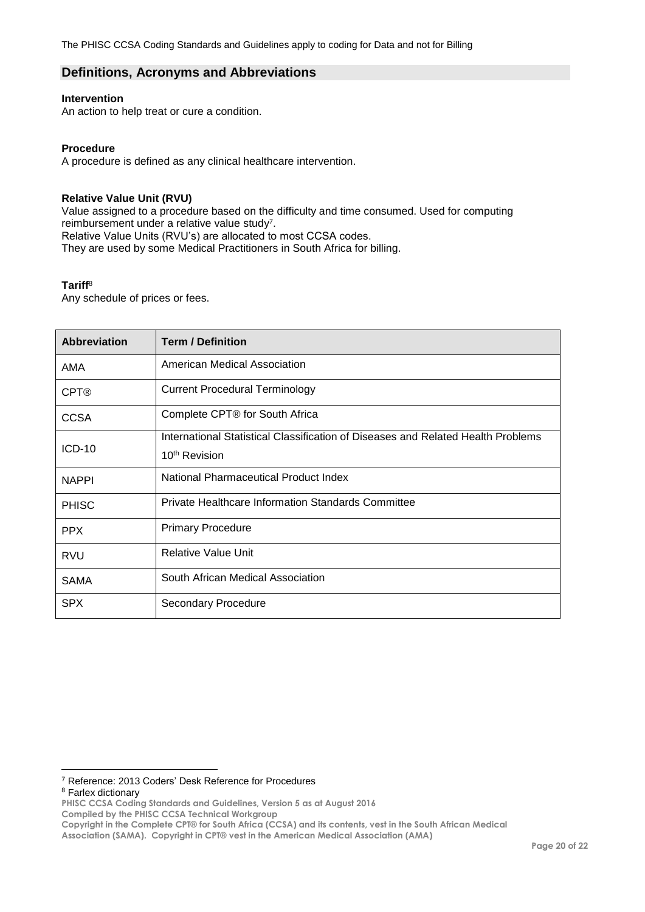## Definitions, Acronyms and Abbreviations

**Intervention**

An action to help treat or cure a condition.

**Procedure**

A procedure is defined as any clinical healthcare intervention.

**Relative Value Unit (RVU)**

Value assigned to a procedure based on the difficulty and time consumed. Used for computing reimbursement under a relative value study[7].

Relative Value Units (RVU's) are allocated to most CCSA codes.

They are used by some Medical Practitioners in South Africa for billing.

**Tariff**[8]

Any schedule of prices or fees.

| Abbreviation | Term / Definition |
|---|---|
| AMA | American Medical Association |
| CPT® | Current Procedural Terminology |
| CCSA | Complete CPT® for South Africa |
| ICD-10 | International Statistical Classification of Diseases and Related Health Problems 10th Revision |
| NAPPI | National Pharmaceutical Product Index |
| PHISC | Private Healthcare Information Standards Committee |
| PPX | Primary Procedure |
| RVU | Relative Value Unit |
| SAMA | South African Medical Association |
| SPX | Secondary Procedure |

[7] Reference: 2013 Coders' Desk Reference for Procedures

[8] Farlex dictionary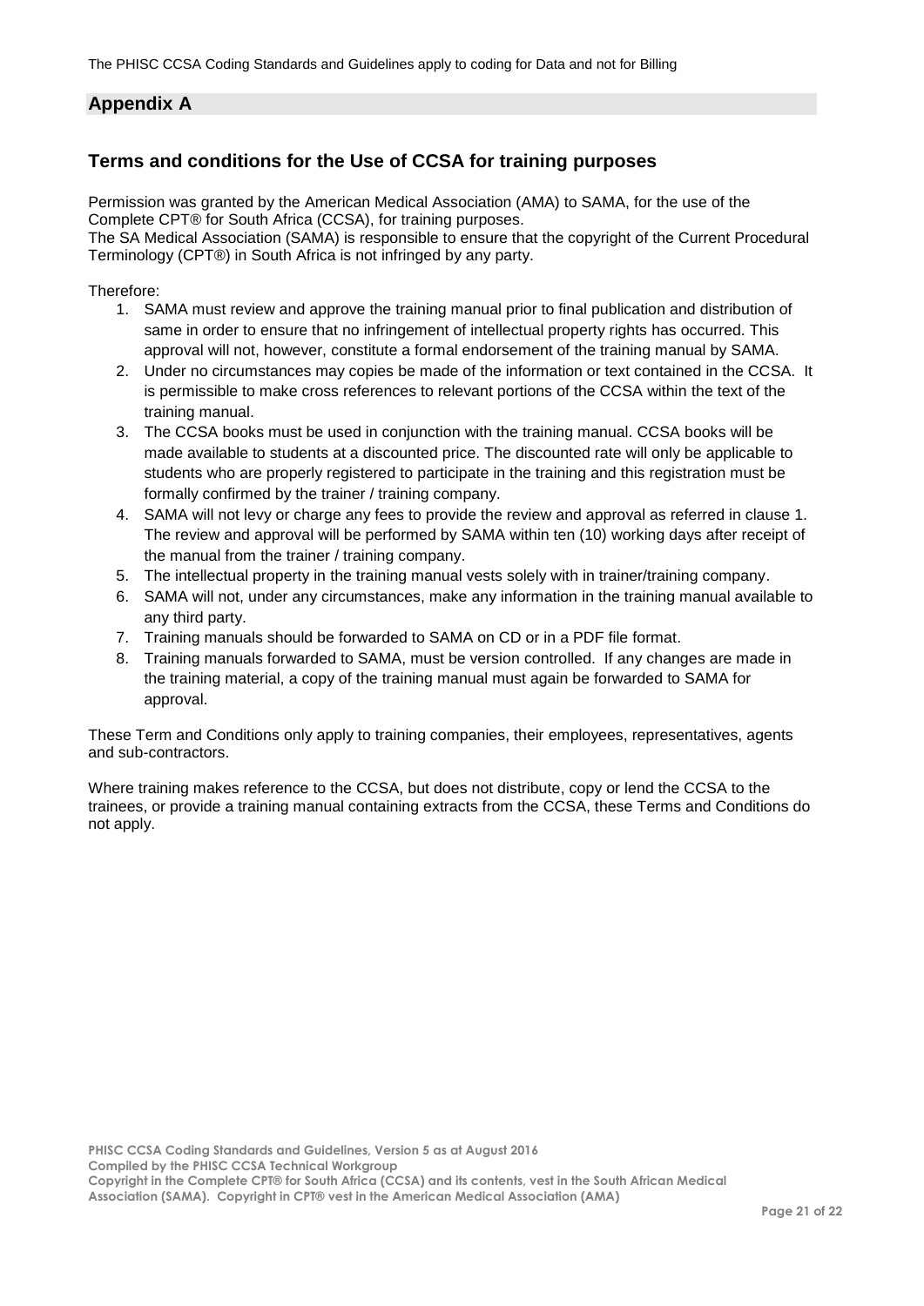## Appendix A

### Terms and conditions for the Use of CCSA for training purposes

Permission was granted by the American Medical Association (AMA) to SAMA, for the use of the Complete CPT® for South Africa (CCSA), for training purposes.
The SA Medical Association (SAMA) is responsible to ensure that the copyright of the Current Procedural Terminology (CPT®) in South Africa is not infringed by any party.

Therefore:

1. SAMA must review and approve the training manual prior to final publication and distribution of same in order to ensure that no infringement of intellectual property rights has occurred. This approval will not, however, constitute a formal endorsement of the training manual by SAMA.
2. Under no circumstances may copies be made of the information or text contained in the CCSA. It is permissible to make cross references to relevant portions of the CCSA within the text of the training manual.
3. The CCSA books must be used in conjunction with the training manual. CCSA books will be made available to students at a discounted price. The discounted rate will only be applicable to students who are properly registered to participate in the training and this registration must be formally confirmed by the trainer / training company.
4. SAMA will not levy or charge any fees to provide the review and approval as referred in clause 1. The review and approval will be performed by SAMA within ten (10) working days after receipt of the manual from the trainer / training company.
5. The intellectual property in the training manual vests solely with in trainer/training company.
6. SAMA will not, under any circumstances, make any information in the training manual available to any third party.
7. Training manuals should be forwarded to SAMA on CD or in a PDF file format.
8. Training manuals forwarded to SAMA, must be version controlled. If any changes are made in the training material, a copy of the training manual must again be forwarded to SAMA for approval.

These Term and Conditions only apply to training companies, their employees, representatives, agents and sub-contractors.

Where training makes reference to the CCSA, but does not distribute, copy or lend the CCSA to the trainees, or provide a training manual containing extracts from the CCSA, these Terms and Conditions do not apply.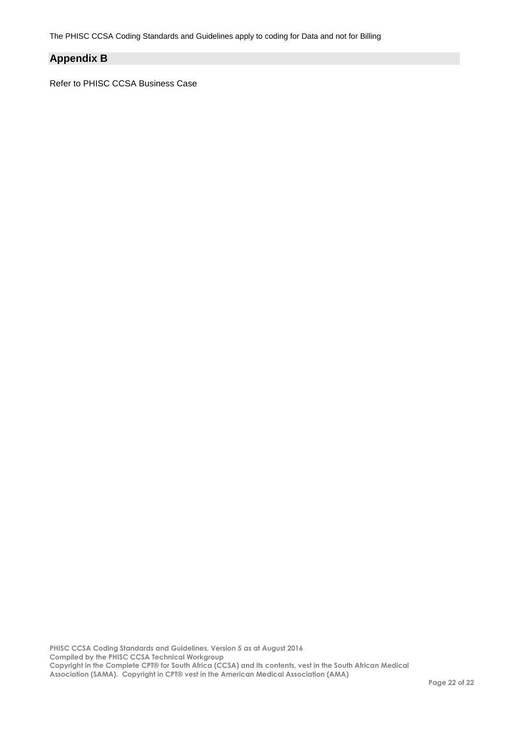## Appendix B

Refer to PHISC CCSA Business Case